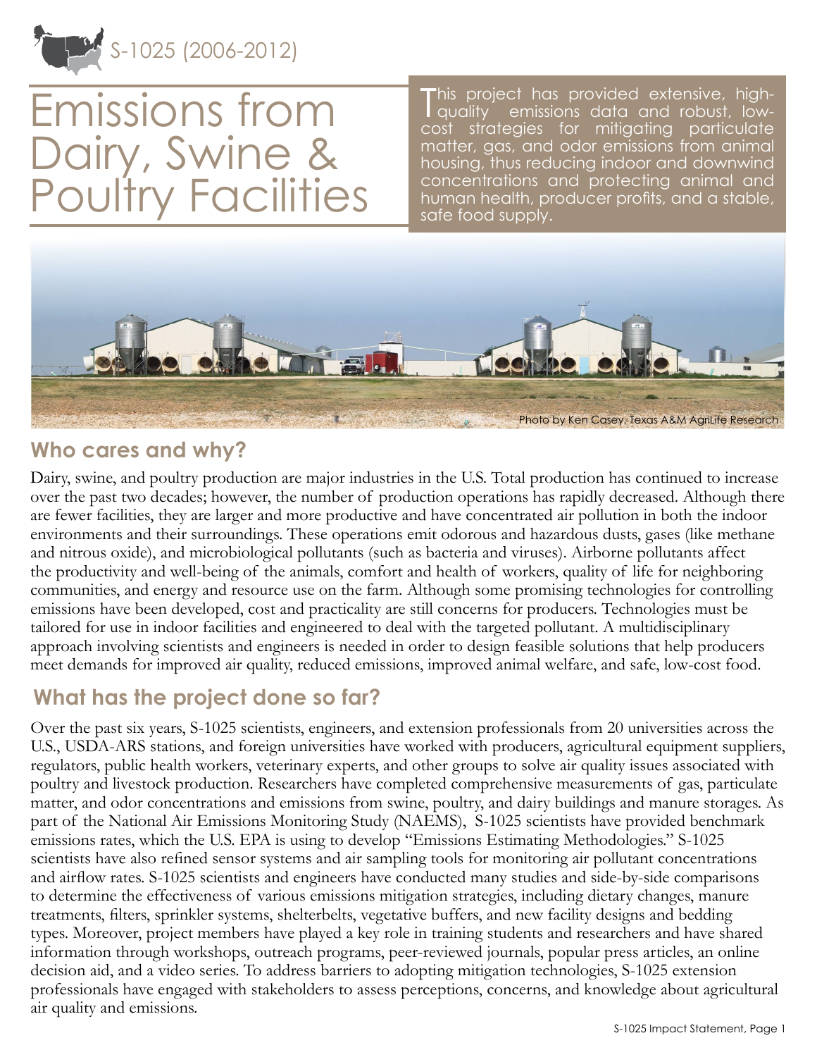S-1025 (2006-2012)

# Emissions from Dairy, Swine & Poultry Facilities

This project has provided extensive, high-quality emissions data and robust, low-cost strategies for mitigating particulate matter, gas, and odor emissions from animal housing, thus reducing indoor and downwind concentrations and protecting animal and human health, producer profits, and a stable, safe food supply.

Photo by Ken Casey, Texas A&M AgriLife Research

## Who cares and why?

Dairy, swine, and poultry production are major industries in the U.S. Total production has continued to increase over the past two decades; however, the number of production operations has rapidly decreased. Although there are fewer facilities, they are larger and more productive and have concentrated air pollution in both the indoor environments and their surroundings. These operations emit odorous and hazardous dusts, gases (like methane and nitrous oxide), and microbiological pollutants (such as bacteria and viruses). Airborne pollutants affect the productivity and well-being of the animals, comfort and health of workers, quality of life for neighboring communities, and energy and resource use on the farm. Although some promising technologies for controlling emissions have been developed, cost and practicality are still concerns for producers. Technologies must be tailored for use in indoor facilities and engineered to deal with the targeted pollutant. A multidisciplinary approach involving scientists and engineers is needed in order to design feasible solutions that help producers meet demands for improved air quality, reduced emissions, improved animal welfare, and safe, low-cost food.

## What has the project done so far?

Over the past six years, S-1025 scientists, engineers, and extension professionals from 20 universities across the U.S., USDA-ARS stations, and foreign universities have worked with producers, agricultural equipment suppliers, regulators, public health workers, veterinary experts, and other groups to solve air quality issues associated with poultry and livestock production. Researchers have completed comprehensive measurements of gas, particulate matter, and odor concentrations and emissions from swine, poultry, and dairy buildings and manure storages. As part of the National Air Emissions Monitoring Study (NAEMS), S-1025 scientists have provided benchmark emissions rates, which the U.S. EPA is using to develop "Emissions Estimating Methodologies." S-1025 scientists have also refined sensor systems and air sampling tools for monitoring air pollutant concentrations and airflow rates. S-1025 scientists and engineers have conducted many studies and side-by-side comparisons to determine the effectiveness of various emissions mitigation strategies, including dietary changes, manure treatments, filters, sprinkler systems, shelterbelts, vegetative buffers, and new facility designs and bedding types. Moreover, project members have played a key role in training students and researchers and have shared information through workshops, outreach programs, peer-reviewed journals, popular press articles, an online decision aid, and a video series. To address barriers to adopting mitigation technologies, S-1025 extension professionals have engaged with stakeholders to assess perceptions, concerns, and knowledge about agricultural air quality and emissions.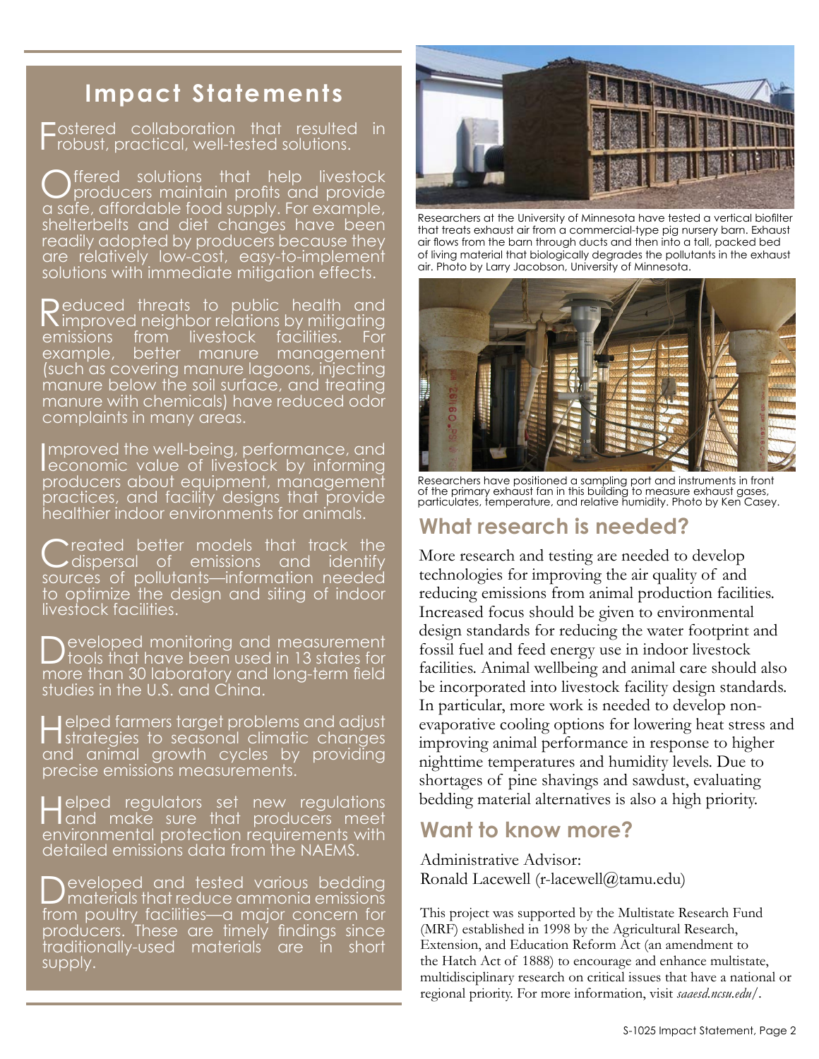## Impact Statements

Fostered collaboration that resulted in robust, practical, well-tested solutions.

Offered solutions that help livestock producers maintain profits and provide a safe, affordable food supply. For example, shelterbelts and diet changes have been readily adopted by producers because they are relatively low-cost, easy-to-implement solutions with immediate mitigation effects.

Reduced threats to public health and improved neighbor relations by mitigating emissions from livestock facilities. For example, better manure management (such as covering manure lagoons, injecting manure below the soil surface, and treating manure with chemicals) have reduced odor complaints in many areas.

Improved the well-being, performance, and economic value of livestock by informing producers about equipment, management practices, and facility designs that provide healthier indoor environments for animals.

Created better models that track the dispersal of emissions and identify sources of pollutants—information needed to optimize the design and siting of indoor livestock facilities.

Developed monitoring and measurement tools that have been used in 13 states for more than 30 laboratory and long-term field studies in the U.S. and China.

Helped farmers target problems and adjust strategies to seasonal climatic changes and animal growth cycles by providing precise emissions measurements.

Helped regulators set new regulations and make sure that producers meet environmental protection requirements with detailed emissions data from the NAEMS.

Developed and tested various bedding materials that reduce ammonia emissions from poultry facilities—a major concern for producers. These are timely findings since traditionally-used materials are in short supply.

Researchers at the University of Minnesota have tested a vertical biofilter that treats exhaust air from a commercial-type pig nursery barn. Exhaust air flows from the barn through ducts and then into a tall, packed bed of living material that biologically degrades the pollutants in the exhaust air. Photo by Larry Jacobson, University of Minnesota.

Researchers have positioned a sampling port and instruments in front of the primary exhaust fan in this building to measure exhaust gases, particulates, temperature, and relative humidity. Photo by Ken Casey.

## What research is needed?

More research and testing are needed to develop technologies for improving the air quality of and reducing emissions from animal production facilities. Increased focus should be given to environmental design standards for reducing the water footprint and fossil fuel and feed energy use in indoor livestock facilities. Animal wellbeing and animal care should also be incorporated into livestock facility design standards. In particular, more work is needed to develop non-evaporative cooling options for lowering heat stress and improving animal performance in response to higher nighttime temperatures and humidity levels. Due to shortages of pine shavings and sawdust, evaluating bedding material alternatives is also a high priority.

## Want to know more?

Administrative Advisor:
Ronald Lacewell (r-lacewell@tamu.edu)

This project was supported by the Multistate Research Fund (MRF) established in 1998 by the Agricultural Research, Extension, and Education Reform Act (an amendment to the Hatch Act of 1888) to encourage and enhance multistate, multidisciplinary research on critical issues that have a national or regional priority. For more information, visit *saaesd.ncsu.edu*/.